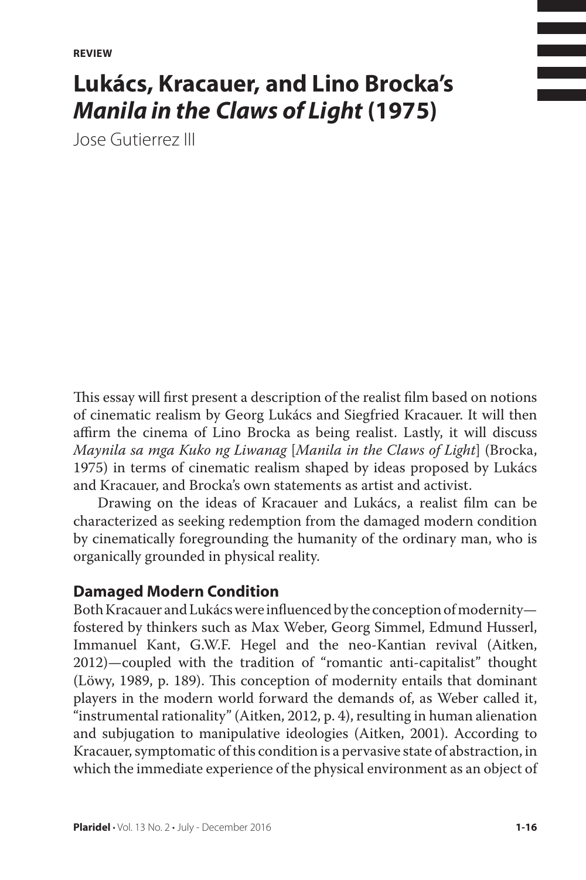**REVIEW**

# Lukács, Kracauer, and Lino Brocka's *Manila in the Claws of Light* (1975)

Jose Gutierrez III

This essay will first present a description of the realist film based on notions of cinematic realism by Georg Lukács and Siegfried Kracauer. It will then affirm the cinema of Lino Brocka as being realist. Lastly, it will discuss *Maynila sa mga Kuko ng Liwanag* [*Manila in the Claws of Light*] (Brocka, 1975) in terms of cinematic realism shaped by ideas proposed by Lukács and Kracauer, and Brocka's own statements as artist and activist.

Drawing on the ideas of Kracauer and Lukács, a realist film can be characterized as seeking redemption from the damaged modern condition by cinematically foregrounding the humanity of the ordinary man, who is organically grounded in physical reality.

## Damaged Modern Condition

Both Kracauer and Lukács were influenced by the conception of modernity—fostered by thinkers such as Max Weber, Georg Simmel, Edmund Husserl, Immanuel Kant, G.W.F. Hegel and the neo-Kantian revival (Aitken, 2012)—coupled with the tradition of "romantic anti-capitalist" thought (Löwy, 1989, p. 189). This conception of modernity entails that dominant players in the modern world forward the demands of, as Weber called it, "instrumental rationality" (Aitken, 2012, p. 4), resulting in human alienation and subjugation to manipulative ideologies (Aitken, 2001). According to Kracauer, symptomatic of this condition is a pervasive state of abstraction, in which the immediate experience of the physical environment as an object of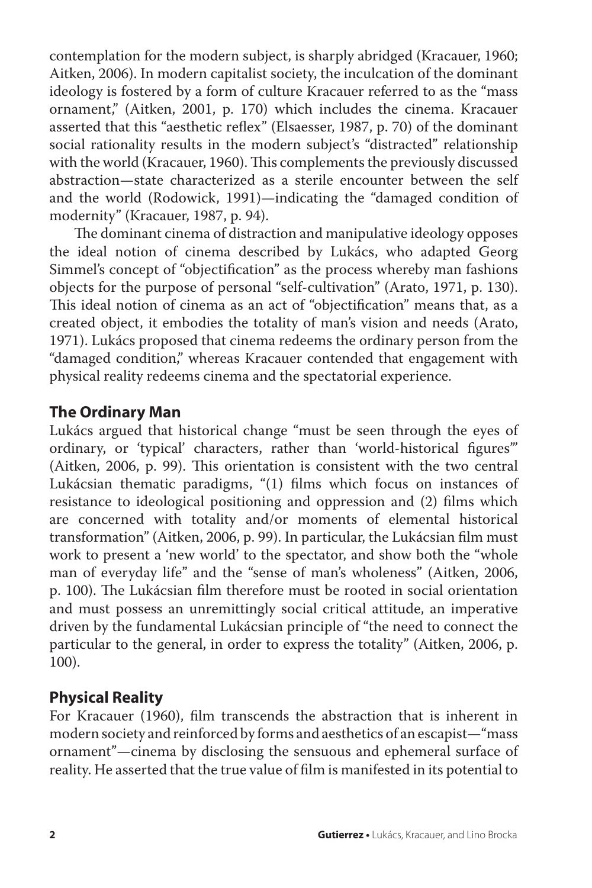contemplation for the modern subject, is sharply abridged (Kracauer, 1960; Aitken, 2006). In modern capitalist society, the inculcation of the dominant ideology is fostered by a form of culture Kracauer referred to as the "mass ornament," (Aitken, 2001, p. 170) which includes the cinema. Kracauer asserted that this "aesthetic reflex" (Elsaesser, 1987, p. 70) of the dominant social rationality results in the modern subject's "distracted" relationship with the world (Kracauer, 1960). This complements the previously discussed abstraction—state characterized as a sterile encounter between the self and the world (Rodowick, 1991)—indicating the "damaged condition of modernity" (Kracauer, 1987, p. 94).

The dominant cinema of distraction and manipulative ideology opposes the ideal notion of cinema described by Lukács, who adapted Georg Simmel's concept of "objectification" as the process whereby man fashions objects for the purpose of personal "self-cultivation" (Arato, 1971, p. 130). This ideal notion of cinema as an act of "objectification" means that, as a created object, it embodies the totality of man's vision and needs (Arato, 1971). Lukács proposed that cinema redeems the ordinary person from the "damaged condition," whereas Kracauer contended that engagement with physical reality redeems cinema and the spectatorial experience.

## The Ordinary Man

Lukács argued that historical change "must be seen through the eyes of ordinary, or 'typical' characters, rather than 'world-historical figures'" (Aitken, 2006, p. 99). This orientation is consistent with the two central Lukácsian thematic paradigms, "(1) films which focus on instances of resistance to ideological positioning and oppression and (2) films which are concerned with totality and/or moments of elemental historical transformation" (Aitken, 2006, p. 99). In particular, the Lukácsian film must work to present a 'new world' to the spectator, and show both the "whole man of everyday life" and the "sense of man's wholeness" (Aitken, 2006, p. 100). The Lukácsian film therefore must be rooted in social orientation and must possess an unremittingly social critical attitude, an imperative driven by the fundamental Lukácsian principle of "the need to connect the particular to the general, in order to express the totality" (Aitken, 2006, p. 100).

## Physical Reality

For Kracauer (1960), film transcends the abstraction that is inherent in modern society and reinforced by forms and aesthetics of an escapist—"mass ornament"—cinema by disclosing the sensuous and ephemeral surface of reality. He asserted that the true value of film is manifested in its potential to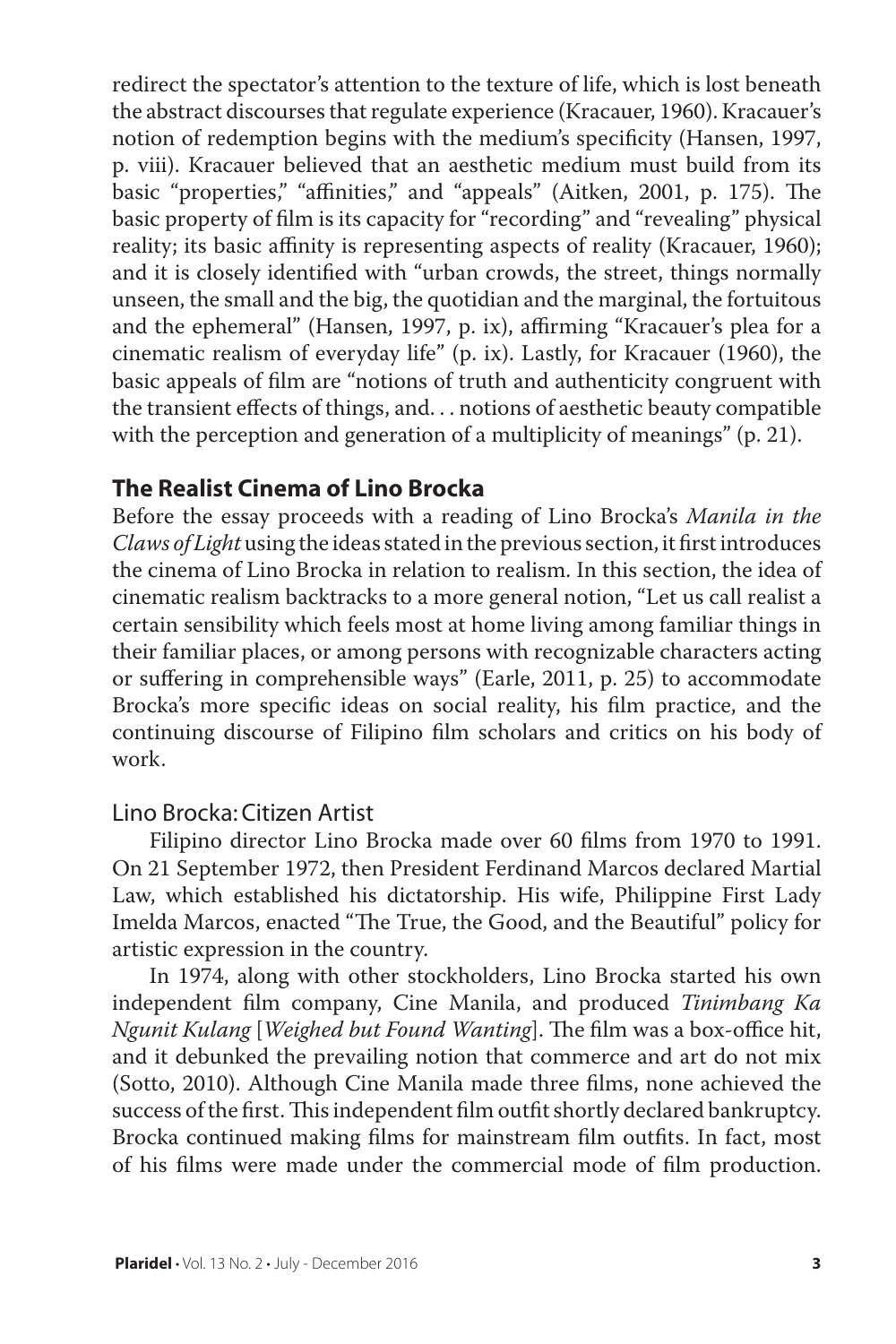redirect the spectator's attention to the texture of life, which is lost beneath the abstract discourses that regulate experience (Kracauer, 1960). Kracauer's notion of redemption begins with the medium's specificity (Hansen, 1997, p. viii). Kracauer believed that an aesthetic medium must build from its basic "properties," "affinities," and "appeals" (Aitken, 2001, p. 175). The basic property of film is its capacity for "recording" and "revealing" physical reality; its basic affinity is representing aspects of reality (Kracauer, 1960); and it is closely identified with "urban crowds, the street, things normally unseen, the small and the big, the quotidian and the marginal, the fortuitous and the ephemeral" (Hansen, 1997, p. ix), affirming "Kracauer's plea for a cinematic realism of everyday life" (p. ix). Lastly, for Kracauer (1960), the basic appeals of film are "notions of truth and authenticity congruent with the transient effects of things, and. . . notions of aesthetic beauty compatible with the perception and generation of a multiplicity of meanings" (p. 21).

## The Realist Cinema of Lino Brocka

Before the essay proceeds with a reading of Lino Brocka's *Manila in the Claws of Light* using the ideas stated in the previous section, it first introduces the cinema of Lino Brocka in relation to realism. In this section, the idea of cinematic realism backtracks to a more general notion, "Let us call realist a certain sensibility which feels most at home living among familiar things in their familiar places, or among persons with recognizable characters acting or suffering in comprehensible ways" (Earle, 2011, p. 25) to accommodate Brocka's more specific ideas on social reality, his film practice, and the continuing discourse of Filipino film scholars and critics on his body of work.

### Lino Brocka: Citizen Artist

Filipino director Lino Brocka made over 60 films from 1970 to 1991. On 21 September 1972, then President Ferdinand Marcos declared Martial Law, which established his dictatorship. His wife, Philippine First Lady Imelda Marcos, enacted "The True, the Good, and the Beautiful" policy for artistic expression in the country.

In 1974, along with other stockholders, Lino Brocka started his own independent film company, Cine Manila, and produced *Tinimbang Ka Ngunit Kulang* [*Weighed but Found Wanting*]. The film was a box-office hit, and it debunked the prevailing notion that commerce and art do not mix (Sotto, 2010). Although Cine Manila made three films, none achieved the success of the first. This independent film outfit shortly declared bankruptcy. Brocka continued making films for mainstream film outfits. In fact, most of his films were made under the commercial mode of film production.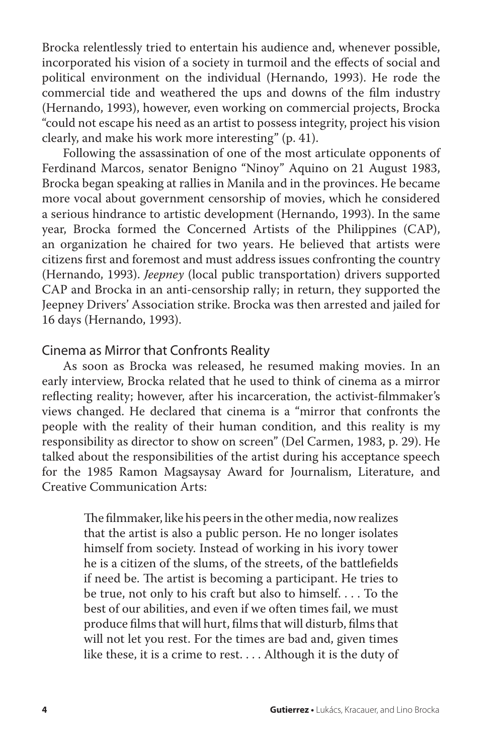Brocka relentlessly tried to entertain his audience and, whenever possible, incorporated his vision of a society in turmoil and the effects of social and political environment on the individual (Hernando, 1993). He rode the commercial tide and weathered the ups and downs of the film industry (Hernando, 1993), however, even working on commercial projects, Brocka "could not escape his need as an artist to possess integrity, project his vision clearly, and make his work more interesting" (p. 41).

Following the assassination of one of the most articulate opponents of Ferdinand Marcos, senator Benigno "Ninoy" Aquino on 21 August 1983, Brocka began speaking at rallies in Manila and in the provinces. He became more vocal about government censorship of movies, which he considered a serious hindrance to artistic development (Hernando, 1993). In the same year, Brocka formed the Concerned Artists of the Philippines (CAP), an organization he chaired for two years. He believed that artists were citizens first and foremost and must address issues confronting the country (Hernando, 1993). *Jeepney* (local public transportation) drivers supported CAP and Brocka in an anti-censorship rally; in return, they supported the Jeepney Drivers' Association strike. Brocka was then arrested and jailed for 16 days (Hernando, 1993).

## Cinema as Mirror that Confronts Reality

As soon as Brocka was released, he resumed making movies. In an early interview, Brocka related that he used to think of cinema as a mirror reflecting reality; however, after his incarceration, the activist-filmmaker's views changed. He declared that cinema is a "mirror that confronts the people with the reality of their human condition, and this reality is my responsibility as director to show on screen" (Del Carmen, 1983, p. 29). He talked about the responsibilities of the artist during his acceptance speech for the 1985 Ramon Magsaysay Award for Journalism, Literature, and Creative Communication Arts:

> The filmmaker, like his peers in the other media, now realizes that the artist is also a public person. He no longer isolates himself from society. Instead of working in his ivory tower he is a citizen of the slums, of the streets, of the battlefields if need be. The artist is becoming a participant. He tries to be true, not only to his craft but also to himself. . . . To the best of our abilities, and even if we often times fail, we must produce films that will hurt, films that will disturb, films that will not let you rest. For the times are bad and, given times like these, it is a crime to rest. . . . Although it is the duty of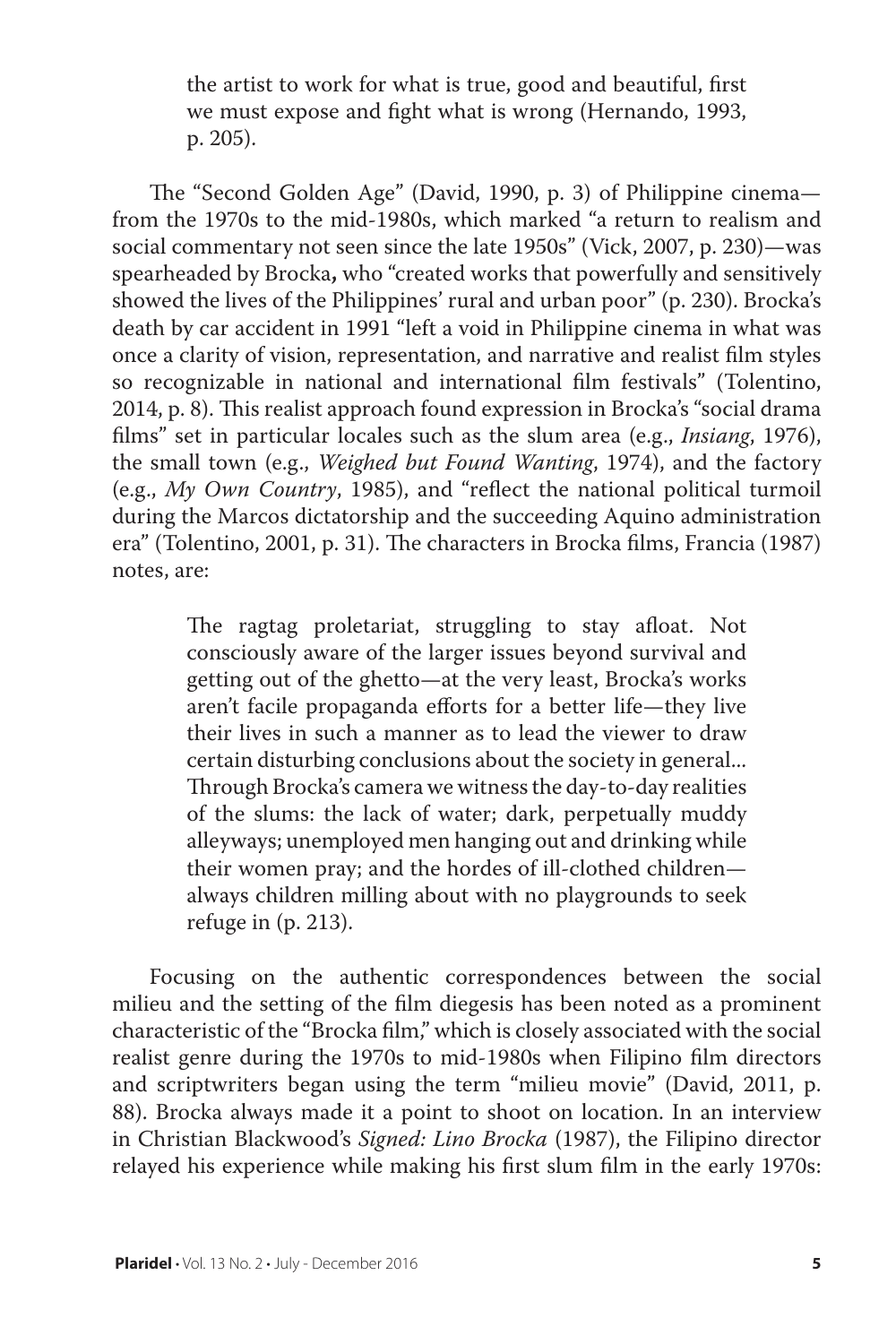> the artist to work for what is true, good and beautiful, first we must expose and fight what is wrong (Hernando, 1993, p. 205).

The "Second Golden Age" (David, 1990, p. 3) of Philippine cinema—from the 1970s to the mid-1980s, which marked "a return to realism and social commentary not seen since the late 1950s" (Vick, 2007, p. 230)—was spearheaded by Brocka**,** who "created works that powerfully and sensitively showed the lives of the Philippines' rural and urban poor" (p. 230). Brocka's death by car accident in 1991 "left a void in Philippine cinema in what was once a clarity of vision, representation, and narrative and realist film styles so recognizable in national and international film festivals" (Tolentino, 2014, p. 8). This realist approach found expression in Brocka's "social drama films" set in particular locales such as the slum area (e.g., *Insiang*, 1976), the small town (e.g., *Weighed but Found Wanting*, 1974), and the factory (e.g., *My Own Country*, 1985), and "reflect the national political turmoil during the Marcos dictatorship and the succeeding Aquino administration era" (Tolentino, 2001, p. 31). The characters in Brocka films, Francia (1987) notes, are:

> The ragtag proletariat, struggling to stay afloat. Not consciously aware of the larger issues beyond survival and getting out of the ghetto—at the very least, Brocka's works aren't facile propaganda efforts for a better life—they live their lives in such a manner as to lead the viewer to draw certain disturbing conclusions about the society in general... Through Brocka's camera we witness the day-to-day realities of the slums: the lack of water; dark, perpetually muddy alleyways; unemployed men hanging out and drinking while their women pray; and the hordes of ill-clothed children—always children milling about with no playgrounds to seek refuge in (p. 213).

Focusing on the authentic correspondences between the social milieu and the setting of the film diegesis has been noted as a prominent characteristic of the "Brocka film," which is closely associated with the social realist genre during the 1970s to mid-1980s when Filipino film directors and scriptwriters began using the term "milieu movie" (David, 2011, p. 88). Brocka always made it a point to shoot on location. In an interview in Christian Blackwood's *Signed: Lino Brocka* (1987), the Filipino director relayed his experience while making his first slum film in the early 1970s: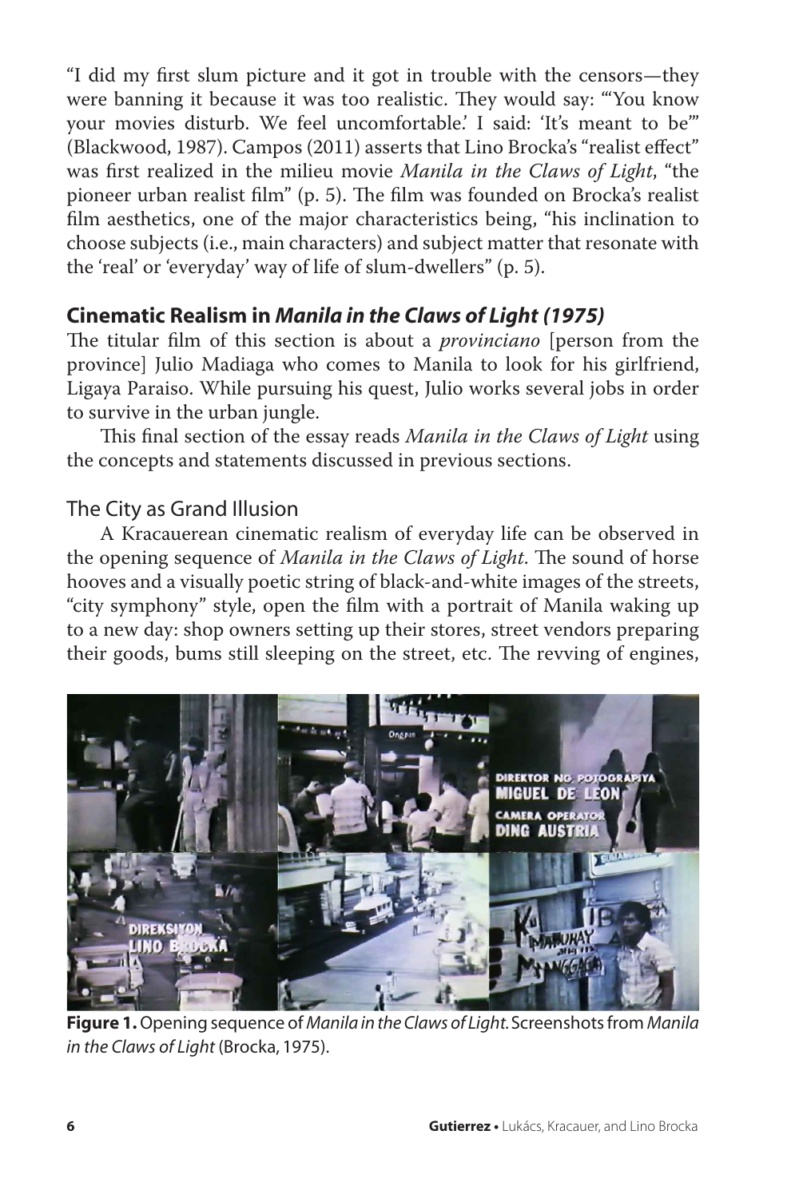"I did my first slum picture and it got in trouble with the censors—they were banning it because it was too realistic. They would say: "'You know your movies disturb. We feel uncomfortable.' I said: 'It's meant to be'" (Blackwood, 1987). Campos (2011) asserts that Lino Brocka's "realist effect" was first realized in the milieu movie *Manila in the Claws of Light*, "the pioneer urban realist film" (p. 5). The film was founded on Brocka's realist film aesthetics, one of the major characteristics being, "his inclination to choose subjects (i.e., main characters) and subject matter that resonate with the 'real' or 'everyday' way of life of slum-dwellers" (p. 5).

## Cinematic Realism in *Manila in the Claws of Light (1975)*

The titular film of this section is about a *provinciano* [person from the province] Julio Madiaga who comes to Manila to look for his girlfriend, Ligaya Paraiso. While pursuing his quest, Julio works several jobs in order to survive in the urban jungle.

This final section of the essay reads *Manila in the Claws of Light* using the concepts and statements discussed in previous sections.

### The City as Grand Illusion

A Kracauerean cinematic realism of everyday life can be observed in the opening sequence of *Manila in the Claws of Light*. The sound of horse hooves and a visually poetic string of black-and-white images of the streets, "city symphony" style, open the film with a portrait of Manila waking up to a new day: shop owners setting up their stores, street vendors preparing their goods, bums still sleeping on the street, etc. The revving of engines,

**Figure 1.** Opening sequence of *Manila in the Claws of Light.* Screenshots from *Manila in the Claws of Light* (Brocka, 1975).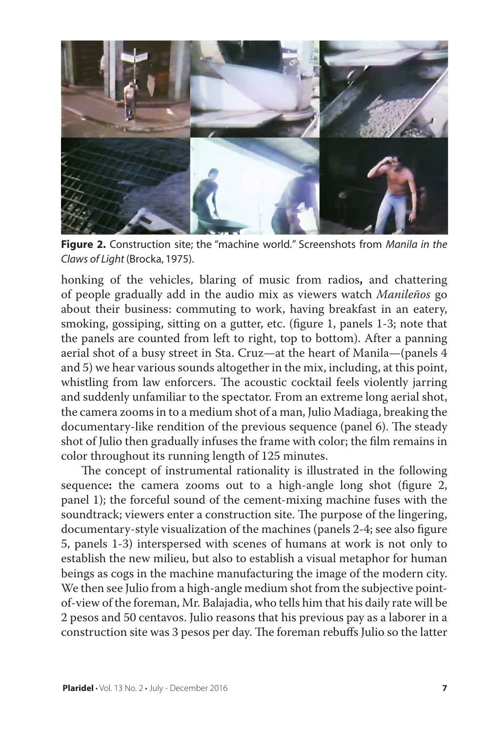**Figure 2.** Construction site; the "machine world." Screenshots from *Manila in the Claws of Light* (Brocka, 1975).

honking of the vehicles, blaring of music from radios**,** and chattering of people gradually add in the audio mix as viewers watch *Manileños* go about their business: commuting to work, having breakfast in an eatery, smoking, gossiping, sitting on a gutter, etc. (figure 1, panels 1-3; note that the panels are counted from left to right, top to bottom). After a panning aerial shot of a busy street in Sta. Cruz—at the heart of Manila—(panels 4 and 5) we hear various sounds altogether in the mix, including, at this point, whistling from law enforcers. The acoustic cocktail feels violently jarring and suddenly unfamiliar to the spectator. From an extreme long aerial shot, the camera zooms in to a medium shot of a man, Julio Madiaga, breaking the documentary-like rendition of the previous sequence (panel 6). The steady shot of Julio then gradually infuses the frame with color; the film remains in color throughout its running length of 125 minutes.

The concept of instrumental rationality is illustrated in the following sequence**:** the camera zooms out to a high-angle long shot (figure 2, panel 1); the forceful sound of the cement-mixing machine fuses with the soundtrack; viewers enter a construction site. The purpose of the lingering, documentary-style visualization of the machines (panels 2-4; see also figure 5, panels 1-3) interspersed with scenes of humans at work is not only to establish the new milieu, but also to establish a visual metaphor for human beings as cogs in the machine manufacturing the image of the modern city. We then see Julio from a high-angle medium shot from the subjective point-of-view of the foreman, Mr. Balajadia, who tells him that his daily rate will be 2 pesos and 50 centavos. Julio reasons that his previous pay as a laborer in a construction site was 3 pesos per day. The foreman rebuffs Julio so the latter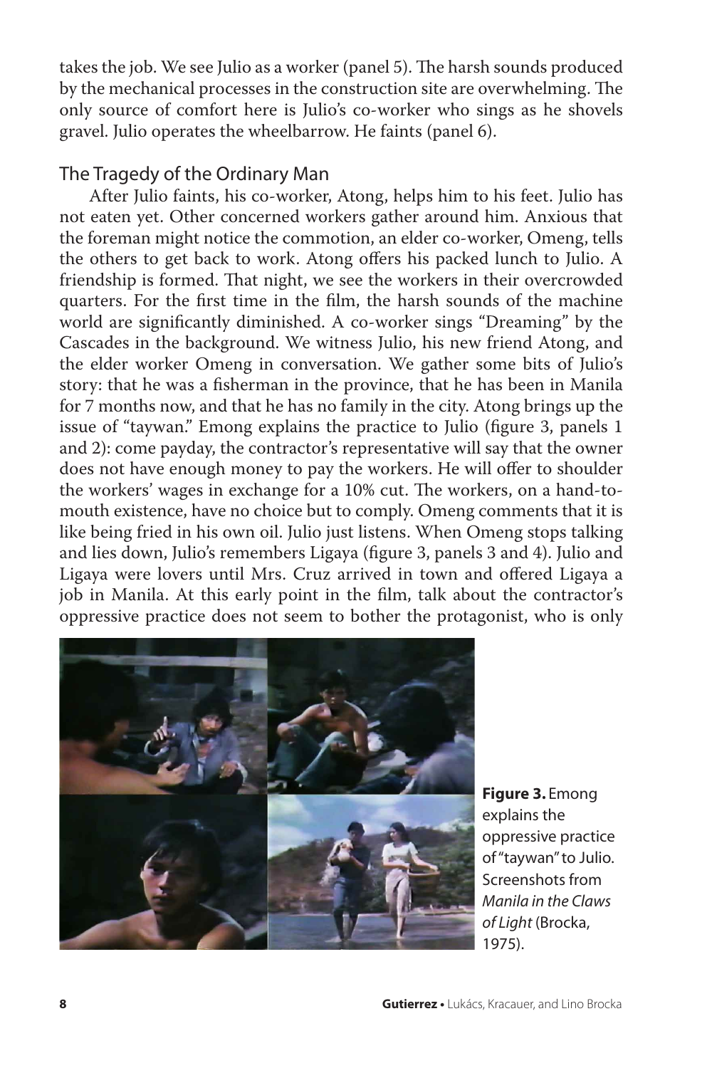takes the job. We see Julio as a worker (panel 5). The harsh sounds produced by the mechanical processes in the construction site are overwhelming. The only source of comfort here is Julio's co-worker who sings as he shovels gravel. Julio operates the wheelbarrow. He faints (panel 6).

## The Tragedy of the Ordinary Man

After Julio faints, his co-worker, Atong, helps him to his feet. Julio has not eaten yet. Other concerned workers gather around him. Anxious that the foreman might notice the commotion, an elder co-worker, Omeng, tells the others to get back to work. Atong offers his packed lunch to Julio. A friendship is formed. That night, we see the workers in their overcrowded quarters. For the first time in the film, the harsh sounds of the machine world are significantly diminished. A co-worker sings "Dreaming" by the Cascades in the background. We witness Julio, his new friend Atong, and the elder worker Omeng in conversation. We gather some bits of Julio's story: that he was a fisherman in the province, that he has been in Manila for 7 months now, and that he has no family in the city. Atong brings up the issue of "taywan." Emong explains the practice to Julio (figure 3, panels 1 and 2): come payday, the contractor's representative will say that the owner does not have enough money to pay the workers. He will offer to shoulder the workers' wages in exchange for a 10% cut. The workers, on a hand-to-mouth existence, have no choice but to comply. Omeng comments that it is like being fried in his own oil. Julio just listens. When Omeng stops talking and lies down, Julio's remembers Ligaya (figure 3, panels 3 and 4). Julio and Ligaya were lovers until Mrs. Cruz arrived in town and offered Ligaya a job in Manila. At this early point in the film, talk about the contractor's oppressive practice does not seem to bother the protagonist, who is only

**Figure 3.** Emong explains the oppressive practice of "taywan" to Julio. Screenshots from *Manila in the Claws of Light* (Brocka, 1975).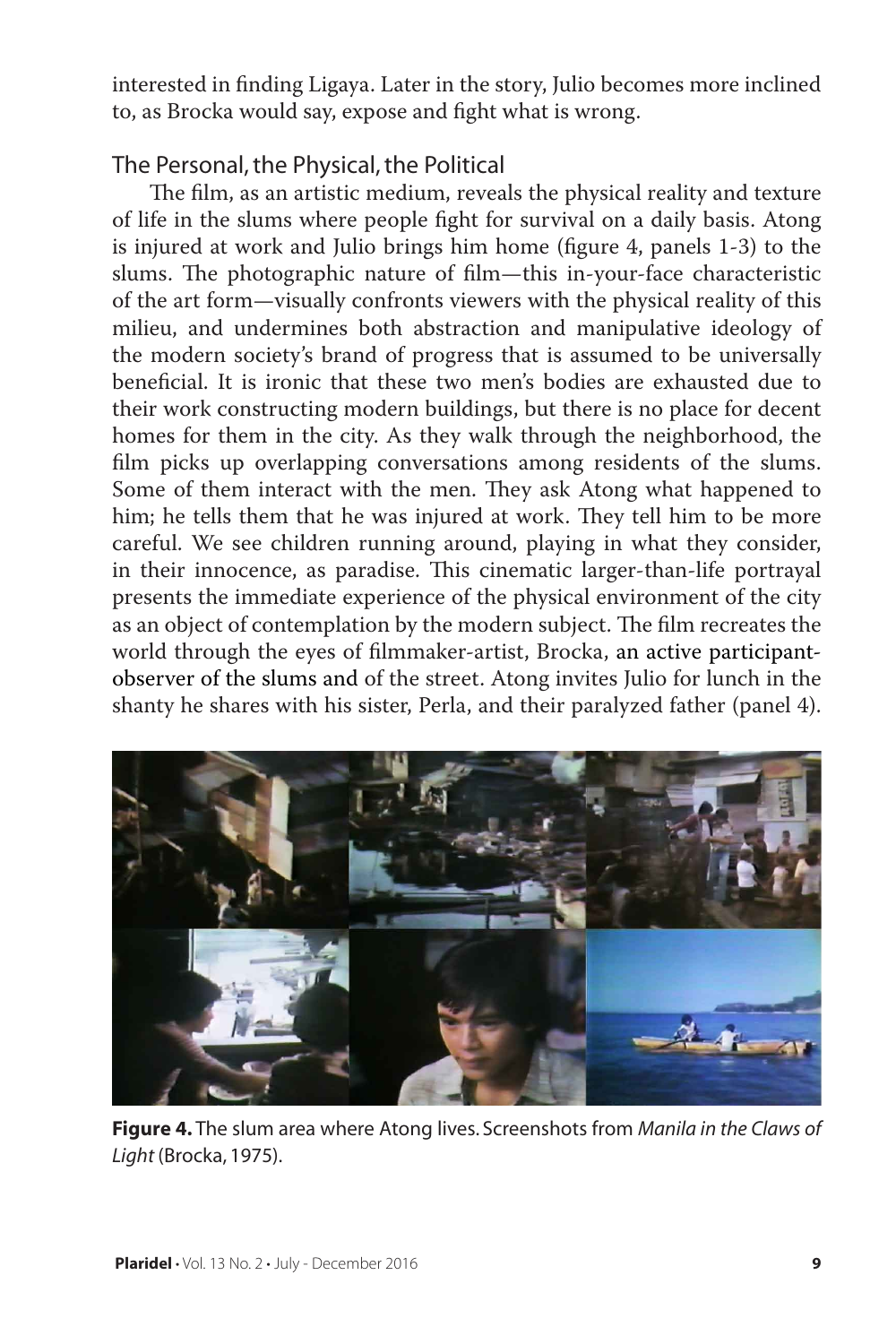interested in finding Ligaya. Later in the story, Julio becomes more inclined to, as Brocka would say, expose and fight what is wrong.

## The Personal, the Physical, the Political

The film, as an artistic medium, reveals the physical reality and texture of life in the slums where people fight for survival on a daily basis. Atong is injured at work and Julio brings him home (figure 4, panels 1-3) to the slums. The photographic nature of film—this in-your-face characteristic of the art form—visually confronts viewers with the physical reality of this milieu, and undermines both abstraction and manipulative ideology of the modern society's brand of progress that is assumed to be universally beneficial. It is ironic that these two men's bodies are exhausted due to their work constructing modern buildings, but there is no place for decent homes for them in the city. As they walk through the neighborhood, the film picks up overlapping conversations among residents of the slums. Some of them interact with the men. They ask Atong what happened to him; he tells them that he was injured at work. They tell him to be more careful. We see children running around, playing in what they consider, in their innocence, as paradise. This cinematic larger-than-life portrayal presents the immediate experience of the physical environment of the city as an object of contemplation by the modern subject. The film recreates the world through the eyes of filmmaker-artist, Brocka, an active participant-observer of the slums and of the street. Atong invites Julio for lunch in the shanty he shares with his sister, Perla, and their paralyzed father (panel 4).

**Figure 4.** The slum area where Atong lives. Screenshots from *Manila in the Claws of Light* (Brocka, 1975).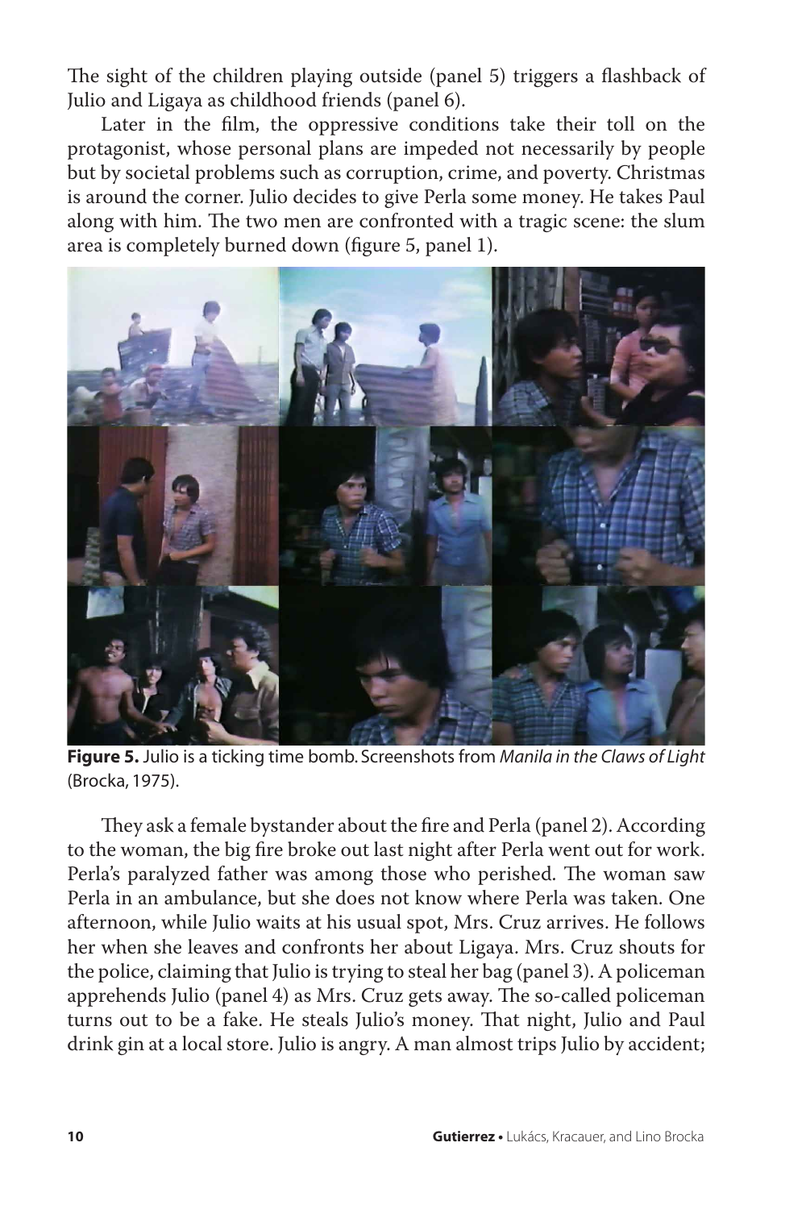The sight of the children playing outside (panel 5) triggers a flashback of Julio and Ligaya as childhood friends (panel 6).

Later in the film, the oppressive conditions take their toll on the protagonist, whose personal plans are impeded not necessarily by people but by societal problems such as corruption, crime, and poverty. Christmas is around the corner. Julio decides to give Perla some money. He takes Paul along with him. The two men are confronted with a tragic scene: the slum area is completely burned down (figure 5, panel 1).

**Figure 5.** Julio is a ticking time bomb. Screenshots from *Manila in the Claws of Light* (Brocka, 1975).

They ask a female bystander about the fire and Perla (panel 2). According to the woman, the big fire broke out last night after Perla went out for work. Perla's paralyzed father was among those who perished. The woman saw Perla in an ambulance, but she does not know where Perla was taken. One afternoon, while Julio waits at his usual spot, Mrs. Cruz arrives. He follows her when she leaves and confronts her about Ligaya. Mrs. Cruz shouts for the police, claiming that Julio is trying to steal her bag (panel 3). A policeman apprehends Julio (panel 4) as Mrs. Cruz gets away. The so-called policeman turns out to be a fake. He steals Julio's money. That night, Julio and Paul drink gin at a local store. Julio is angry. A man almost trips Julio by accident;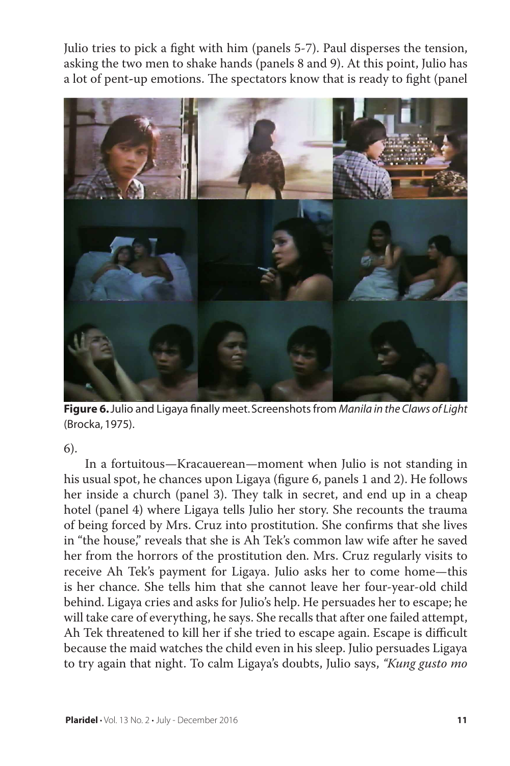Julio tries to pick a fight with him (panels 5-7). Paul disperses the tension, asking the two men to shake hands (panels 8 and 9). At this point, Julio has a lot of pent-up emotions. The spectators know that is ready to fight (panel 6).

**Figure 6.** Julio and Ligaya finally meet. Screenshots from *Manila in the Claws of Light* (Brocka, 1975).

In a fortuitous—Kracauerean—moment when Julio is not standing in his usual spot, he chances upon Ligaya (figure 6, panels 1 and 2). He follows her inside a church (panel 3). They talk in secret, and end up in a cheap hotel (panel 4) where Ligaya tells Julio her story. She recounts the trauma of being forced by Mrs. Cruz into prostitution. She confirms that she lives in "the house," reveals that she is Ah Tek's common law wife after he saved her from the horrors of the prostitution den. Mrs. Cruz regularly visits to receive Ah Tek's payment for Ligaya. Julio asks her to come home—this is her chance. She tells him that she cannot leave her four-year-old child behind. Ligaya cries and asks for Julio's help. He persuades her to escape; he will take care of everything, he says. She recalls that after one failed attempt, Ah Tek threatened to kill her if she tried to escape again. Escape is difficult because the maid watches the child even in his sleep. Julio persuades Ligaya to try again that night. To calm Ligaya's doubts, Julio says, *"Kung gusto mo*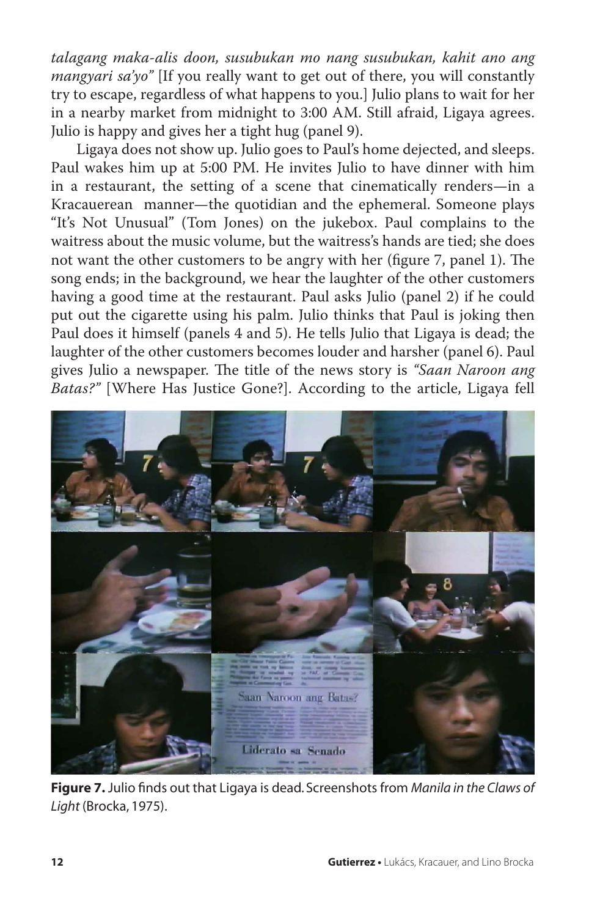*talagang maka-alis doon, susubukan mo nang susubukan, kahit ano ang mangyari sa'yo"* [If you really want to get out of there, you will constantly try to escape, regardless of what happens to you.] Julio plans to wait for her in a nearby market from midnight to 3:00 AM. Still afraid, Ligaya agrees. Julio is happy and gives her a tight hug (panel 9).

Ligaya does not show up. Julio goes to Paul's home dejected, and sleeps. Paul wakes him up at 5:00 PM. He invites Julio to have dinner with him in a restaurant, the setting of a scene that cinematically renders—in a Kracauerean manner—the quotidian and the ephemeral. Someone plays "It's Not Unusual" (Tom Jones) on the jukebox. Paul complains to the waitress about the music volume, but the waitress's hands are tied; she does not want the other customers to be angry with her (figure 7, panel 1). The song ends; in the background, we hear the laughter of the other customers having a good time at the restaurant. Paul asks Julio (panel 2) if he could put out the cigarette using his palm. Julio thinks that Paul is joking then Paul does it himself (panels 4 and 5). He tells Julio that Ligaya is dead; the laughter of the other customers becomes louder and harsher (panel 6). Paul gives Julio a newspaper. The title of the news story is *"Saan Naroon ang Batas?"* [Where Has Justice Gone?]. According to the article, Ligaya fell

**Figure 7.** Julio finds out that Ligaya is dead. Screenshots from *Manila in the Claws of Light* (Brocka, 1975).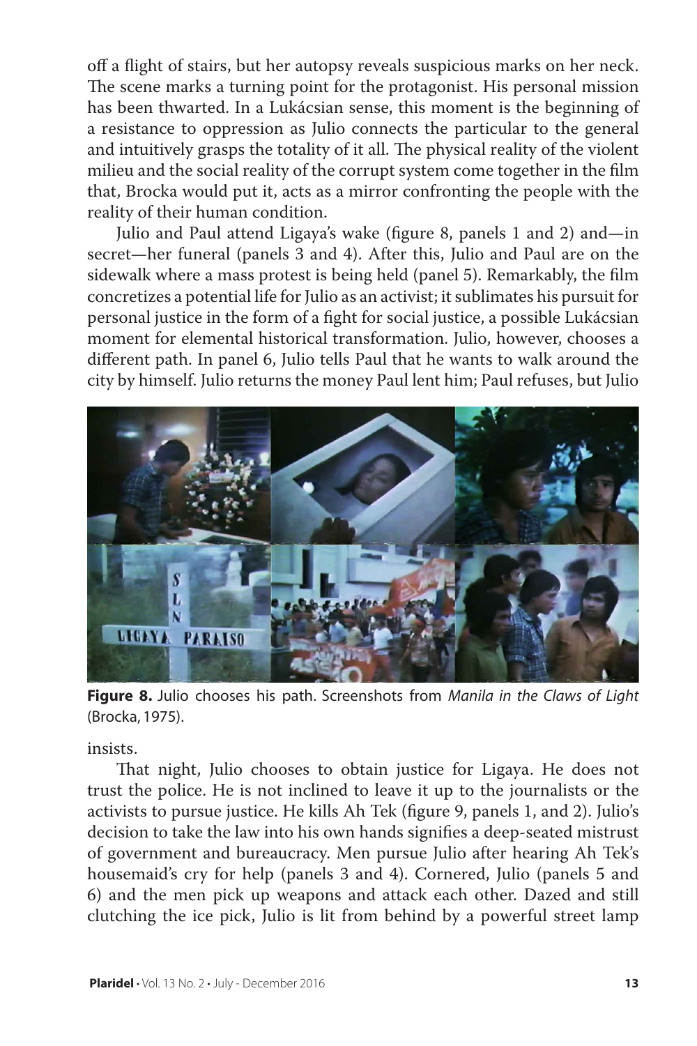off a flight of stairs, but her autopsy reveals suspicious marks on her neck. The scene marks a turning point for the protagonist. His personal mission has been thwarted. In a Lukácsian sense, this moment is the beginning of a resistance to oppression as Julio connects the particular to the general and intuitively grasps the totality of it all. The physical reality of the violent milieu and the social reality of the corrupt system come together in the film that, Brocka would put it, acts as a mirror confronting the people with the reality of their human condition.

Julio and Paul attend Ligaya's wake (figure 8, panels 1 and 2) and—in secret—her funeral (panels 3 and 4). After this, Julio and Paul are on the sidewalk where a mass protest is being held (panel 5). Remarkably, the film concretizes a potential life for Julio as an activist; it sublimates his pursuit for personal justice in the form of a fight for social justice, a possible Lukácsian moment for elemental historical transformation. Julio, however, chooses a different path. In panel 6, Julio tells Paul that he wants to walk around the city by himself. Julio returns the money Paul lent him; Paul refuses, but Julio insists.

**Figure 8.** Julio chooses his path. Screenshots from *Manila in the Claws of Light* (Brocka, 1975).

That night, Julio chooses to obtain justice for Ligaya. He does not trust the police. He is not inclined to leave it up to the journalists or the activists to pursue justice. He kills Ah Tek (figure 9, panels 1, and 2). Julio's decision to take the law into his own hands signifies a deep-seated mistrust of government and bureaucracy. Men pursue Julio after hearing Ah Tek's housemaid's cry for help (panels 3 and 4). Cornered, Julio (panels 5 and 6) and the men pick up weapons and attack each other. Dazed and still clutching the ice pick, Julio is lit from behind by a powerful street lamp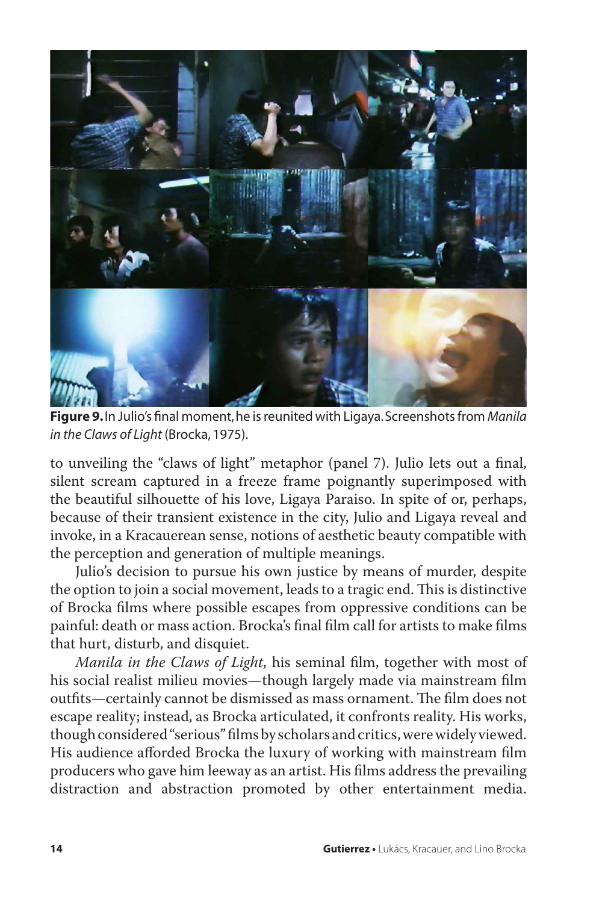**Figure 9.** In Julio's final moment, he is reunited with Ligaya. Screenshots from *Manila in the Claws of Light* (Brocka, 1975).

to unveiling the "claws of light" metaphor (panel 7). Julio lets out a final, silent scream captured in a freeze frame poignantly superimposed with the beautiful silhouette of his love, Ligaya Paraiso. In spite of or, perhaps, because of their transient existence in the city, Julio and Ligaya reveal and invoke, in a Kracauerean sense, notions of aesthetic beauty compatible with the perception and generation of multiple meanings.

Julio's decision to pursue his own justice by means of murder, despite the option to join a social movement, leads to a tragic end. This is distinctive of Brocka films where possible escapes from oppressive conditions can be painful: death or mass action. Brocka's final film call for artists to make films that hurt, disturb, and disquiet.

*Manila in the Claws of Light*, his seminal film, together with most of his social realist milieu movies—though largely made via mainstream film outfits—certainly cannot be dismissed as mass ornament. The film does not escape reality; instead, as Brocka articulated, it confronts reality. His works, though considered "serious" films by scholars and critics, were widely viewed. His audience afforded Brocka the luxury of working with mainstream film producers who gave him leeway as an artist. His films address the prevailing distraction and abstraction promoted by other entertainment media.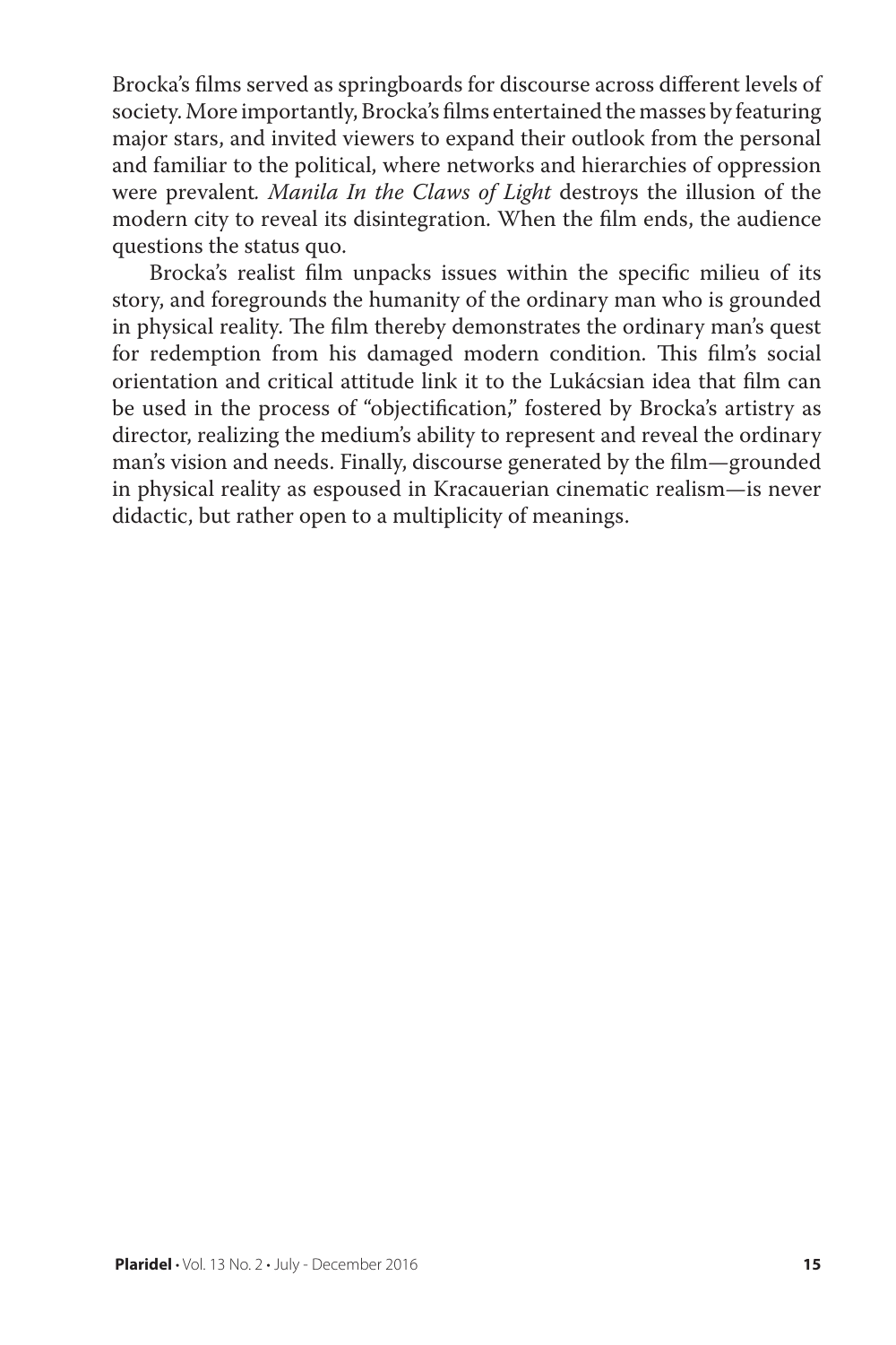Brocka's films served as springboards for discourse across different levels of society. More importantly, Brocka's films entertained the masses by featuring major stars, and invited viewers to expand their outlook from the personal and familiar to the political, where networks and hierarchies of oppression were prevalent. *Manila In the Claws of Light* destroys the illusion of the modern city to reveal its disintegration. When the film ends, the audience questions the status quo.

Brocka's realist film unpacks issues within the specific milieu of its story, and foregrounds the humanity of the ordinary man who is grounded in physical reality. The film thereby demonstrates the ordinary man's quest for redemption from his damaged modern condition. This film's social orientation and critical attitude link it to the Lukácsian idea that film can be used in the process of "objectification," fostered by Brocka's artistry as director, realizing the medium's ability to represent and reveal the ordinary man's vision and needs. Finally, discourse generated by the film—grounded in physical reality as espoused in Kracauerian cinematic realism—is never didactic, but rather open to a multiplicity of meanings.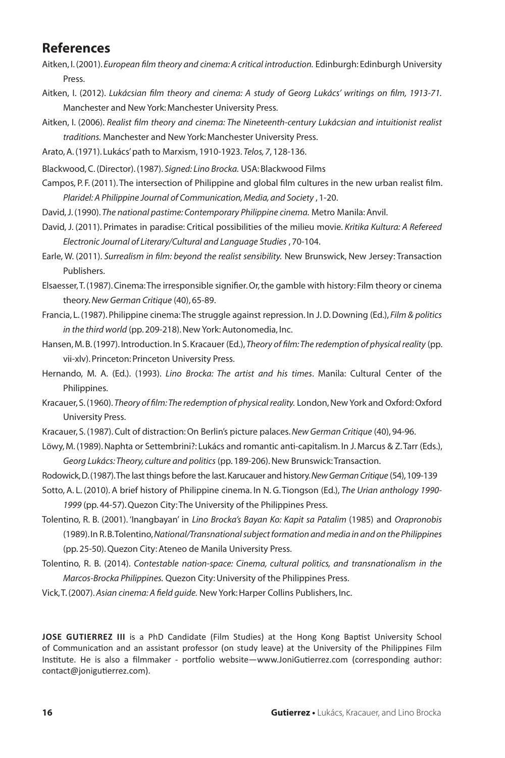## References

Aitken, I. (2001). *European film theory and cinema: A critical introduction.* Edinburgh: Edinburgh University Press.

Aitken, I. (2012). *Lukácsian film theory and cinema: A study of Georg Lukács' writings on film, 1913-71.* Manchester and New York: Manchester University Press.

Aitken, I. (2006). *Realist film theory and cinema: The Nineteenth-century Lukácsian and intuitionist realist traditions.* Manchester and New York: Manchester University Press.

Arato, A. (1971). Lukács' path to Marxism, 1910-1923. *Telos, 7*, 128-136.

Blackwood, C. (Director). (1987). *Signed: Lino Brocka.* USA: Blackwood Films

Campos, P. F. (2011). The intersection of Philippine and global film cultures in the new urban realist film. *Plaridel: A Philippine Journal of Communication, Media, and Society* , 1-20.

David, J. (1990). *The national pastime: Contemporary Philippine cinema.* Metro Manila: Anvil.

David, J. (2011). Primates in paradise: Critical possibilities of the milieu movie. *Kritika Kultura: A Refereed Electronic Journal of Literary/Cultural and Language Studies* , 70-104.

Earle, W. (2011). *Surrealism in film: beyond the realist sensibility.* New Brunswick, New Jersey: Transaction Publishers.

Elsaesser, T. (1987). Cinema: The irresponsible signifier. Or, the gamble with history: Film theory or cinema theory. *New German Critique* (40), 65-89.

Francia, L. (1987). Philippine cinema: The struggle against repression. In J. D. Downing (Ed.), *Film & politics in the third world* (pp. 209-218). New York: Autonomedia, Inc.

Hansen, M. B. (1997). Introduction. In S. Kracauer (Ed.), *Theory of film: The redemption of physical reality* (pp. vii-xlv). Princeton: Princeton University Press.

Hernando, M. A. (Ed.). (1993). *Lino Brocka: The artist and his times*. Manila: Cultural Center of the Philippines.

Kracauer, S. (1960). *Theory of film: The redemption of physical reality.* London, New York and Oxford: Oxford University Press.

Kracauer, S. (1987). Cult of distraction: On Berlin's picture palaces. *New German Critique* (40), 94-96.

Löwy, M. (1989). Naphta or Settembrini?: Lukács and romantic anti-capitalism. In J. Marcus & Z. Tarr (Eds.), *Georg Lukács: Theory, culture and politics* (pp. 189-206). New Brunswick: Transaction.

Rodowick, D. (1987). The last things before the last. Karucauer and history. *New German Critique* (54), 109-139

Sotto, A. L. (2010). A brief history of Philippine cinema. In N. G. Tiongson (Ed.), *The Urian anthology 1990-1999* (pp. 44-57). Quezon City: The University of the Philippines Press.

Tolentino, R. B. (2001). 'Inangbayan' in *Lino Brocka's Bayan Ko: Kapit sa Patalim* (1985) and *Orapronobis* (1989). In R. B. Tolentino, *National/Transnational subject formation and media in and on the Philippines* (pp. 25-50). Quezon City: Ateneo de Manila University Press.

Tolentino, R. B. (2014). *Contestable nation-space: Cinema, cultural politics, and transnationalism in the Marcos-Brocka Philippines.* Quezon City: University of the Philippines Press.

Vick, T. (2007). *Asian cinema: A field guide.* New York: Harper Collins Publishers, Inc.

**JOSE GUTIERREZ III** is a PhD Candidate (Film Studies) at the Hong Kong Baptist University School of Communication and an assistant professor (on study leave) at the University of the Philippines Film Institute. He is also a filmmaker - portfolio website—www.JoniGutierrez.com (corresponding author: contact@jonigutierrez.com).